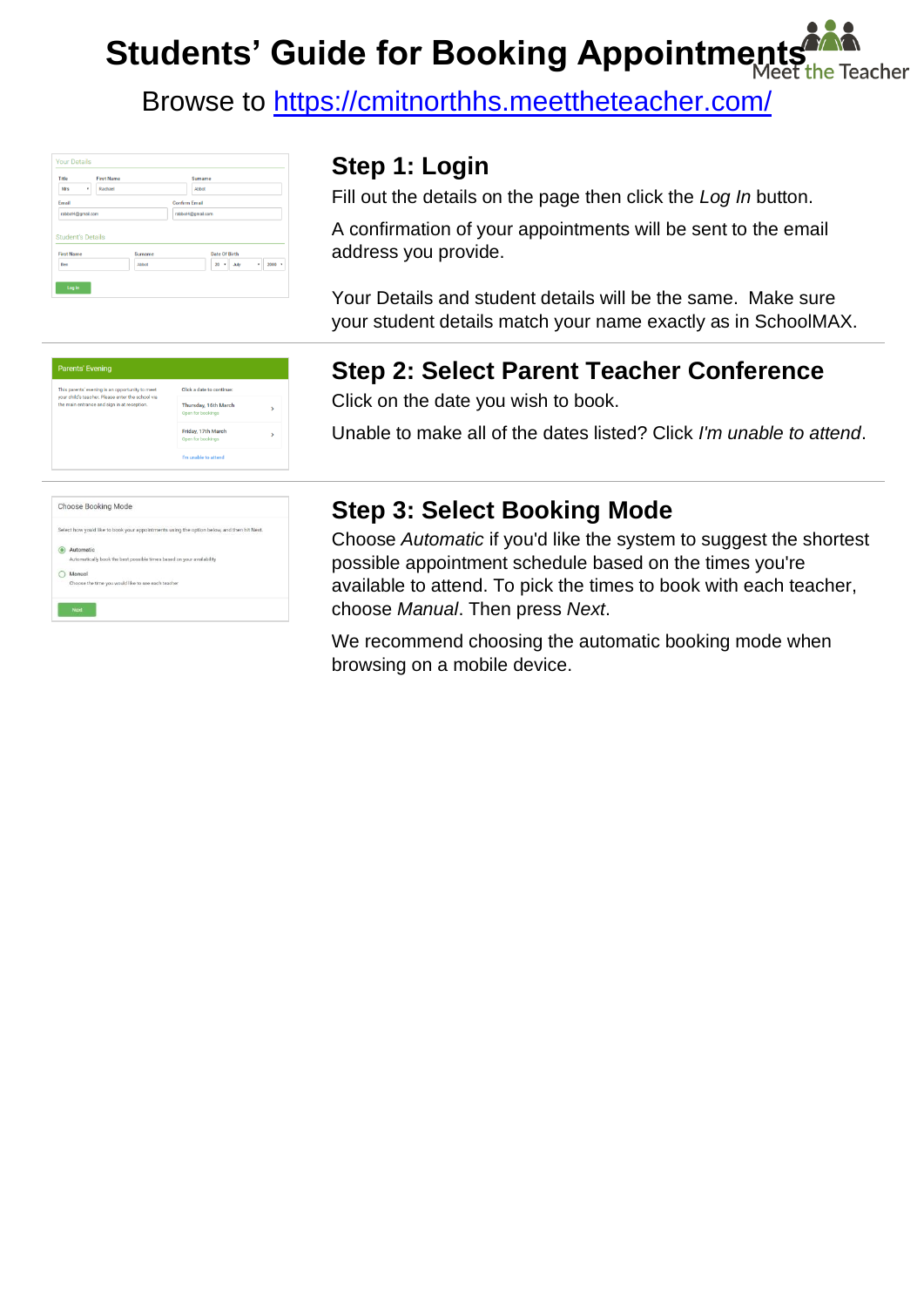# Students' Guide for Booking Appointments

Meet the Teacher

Browse to https://cmitnorthhs.meettheteacher.com/

## Step 1: Login

Fill out the details on the page then click the *Log In* button.

A confirmation of your appointments will be sent to the email address you provide.

Your Details and student details will be the same. Make sure your student details match your name exactly as in SchoolMAX.

## Step 2: Select Parent Teacher Conference

Click on the date you wish to book.

Unable to make all of the dates listed? Click *I'm unable to attend*.

## Step 3: Select Booking Mode

Choose *Automatic* if you'd like the system to suggest the shortest possible appointment schedule based on the times you're available to attend. To pick the times to book with each teacher, choose *Manual*. Then press *Next*.

We recommend choosing the automatic booking mode when browsing on a mobile device.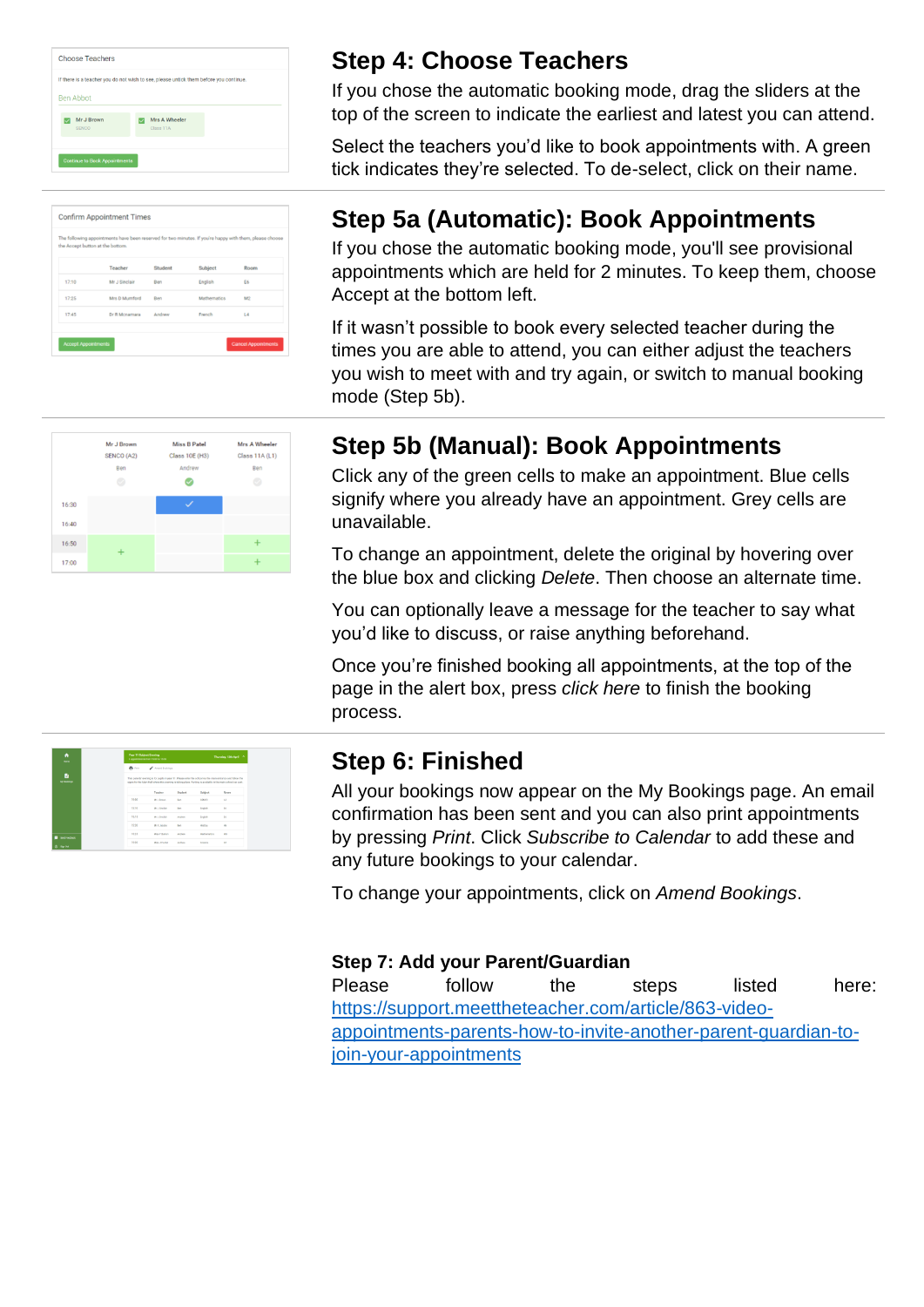## Step 4: Choose Teachers

If you chose the automatic booking mode, drag the sliders at the top of the screen to indicate the earliest and latest you can attend.

Select the teachers you'd like to book appointments with. A green tick indicates they're selected. To de-select, click on their name.

## Step 5a (Automatic): Book Appointments

If you chose the automatic booking mode, you'll see provisional appointments which are held for 2 minutes. To keep them, choose Accept at the bottom left.

If it wasn't possible to book every selected teacher during the times you are able to attend, you can either adjust the teachers you wish to meet with and try again, or switch to manual booking mode (Step 5b).

## Step 5b (Manual): Book Appointments

Click any of the green cells to make an appointment. Blue cells signify where you already have an appointment. Grey cells are unavailable.

To change an appointment, delete the original by hovering over the blue box and clicking *Delete*. Then choose an alternate time.

You can optionally leave a message for the teacher to say what you'd like to discuss, or raise anything beforehand.

Once you're finished booking all appointments, at the top of the page in the alert box, press *click here* to finish the booking process.

## Step 6: Finished

All your bookings now appear on the My Bookings page. An email confirmation has been sent and you can also print appointments by pressing *Print*. Click *Subscribe to Calendar* to add these and any future bookings to your calendar.

To change your appointments, click on *Amend Bookings*.

**Step 7: Add your Parent/Guardian**

Please follow the steps listed here: https://support.meettheteacher.com/article/863-video-appointments-parents-how-to-invite-another-parent-guardian-to-join-your-appointments